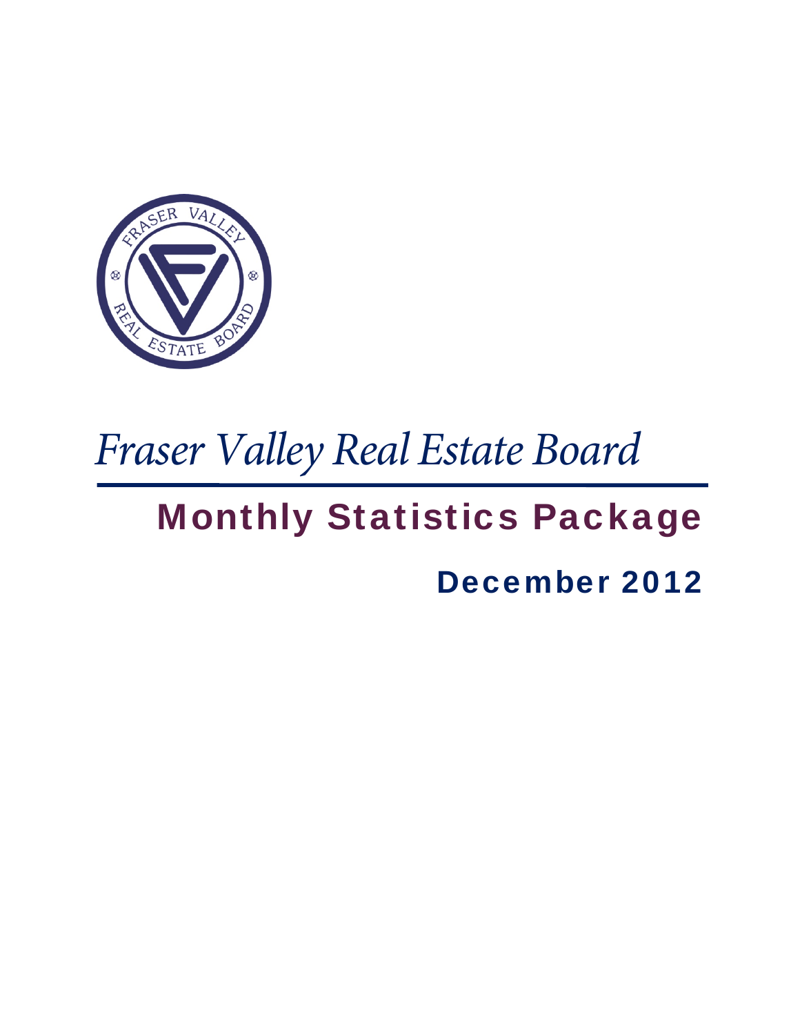# Fraser Valley Real Estate Board

## Monthly Statistics Package

### December 2012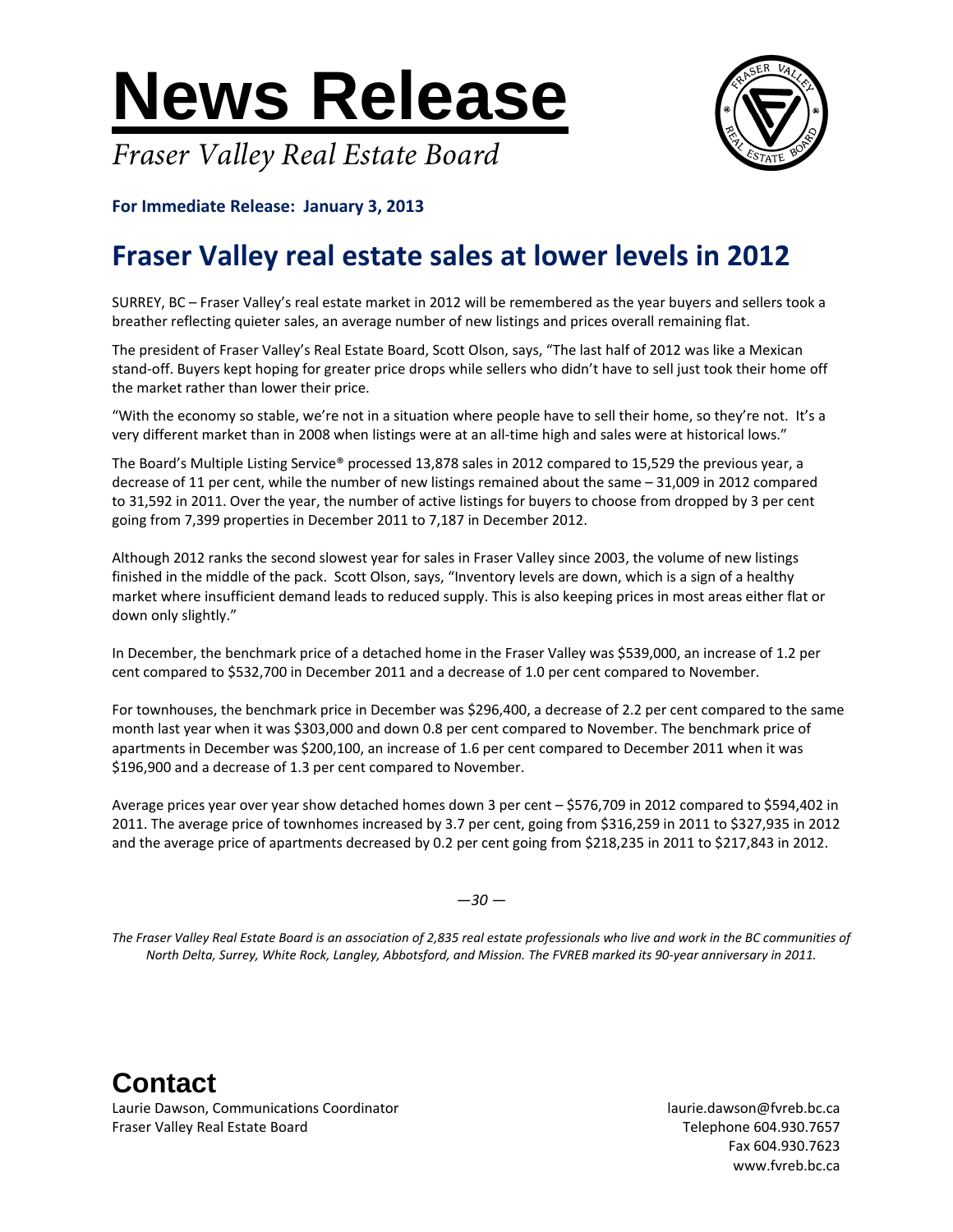# News Release

*Fraser Valley Real Estate Board*

**For Immediate Release: January 3, 2013**

## Fraser Valley real estate sales at lower levels in 2012

SURREY, BC – Fraser Valley's real estate market in 2012 will be remembered as the year buyers and sellers took a breather reflecting quieter sales, an average number of new listings and prices overall remaining flat.

The president of Fraser Valley's Real Estate Board, Scott Olson, says, "The last half of 2012 was like a Mexican stand-off. Buyers kept hoping for greater price drops while sellers who didn't have to sell just took their home off the market rather than lower their price.

"With the economy so stable, we're not in a situation where people have to sell their home, so they're not. It's a very different market than in 2008 when listings were at an all-time high and sales were at historical lows."

The Board's Multiple Listing Service® processed 13,878 sales in 2012 compared to 15,529 the previous year, a decrease of 11 per cent, while the number of new listings remained about the same – 31,009 in 2012 compared to 31,592 in 2011. Over the year, the number of active listings for buyers to choose from dropped by 3 per cent going from 7,399 properties in December 2011 to 7,187 in December 2012.

Although 2012 ranks the second slowest year for sales in Fraser Valley since 2003, the volume of new listings finished in the middle of the pack. Scott Olson, says, "Inventory levels are down, which is a sign of a healthy market where insufficient demand leads to reduced supply. This is also keeping prices in most areas either flat or down only slightly."

In December, the benchmark price of a detached home in the Fraser Valley was $539,000, an increase of 1.2 per cent compared to $532,700 in December 2011 and a decrease of 1.0 per cent compared to November.

For townhouses, the benchmark price in December was $296,400, a decrease of 2.2 per cent compared to the same month last year when it was $303,000 and down 0.8 per cent compared to November. The benchmark price of apartments in December was $200,100, an increase of 1.6 per cent compared to December 2011 when it was $196,900 and a decrease of 1.3 per cent compared to November.

Average prices year over year show detached homes down 3 per cent – $576,709 in 2012 compared to $594,402 in 2011. The average price of townhomes increased by 3.7 per cent, going from $316,259 in 2011 to $327,935 in 2012 and the average price of apartments decreased by 0.2 per cent going from $218,235 in 2011 to $217,843 in 2012.

*—30 —*

*The Fraser Valley Real Estate Board is an association of 2,835 real estate professionals who live and work in the BC communities of North Delta, Surrey, White Rock, Langley, Abbotsford, and Mission. The FVREB marked its 90-year anniversary in 2011.*

## Contact

Laurie Dawson, Communications Coordinator
Fraser Valley Real Estate Board

laurie.dawson@fvreb.bc.ca
Telephone 604.930.7657
Fax 604.930.7623
www.fvreb.bc.ca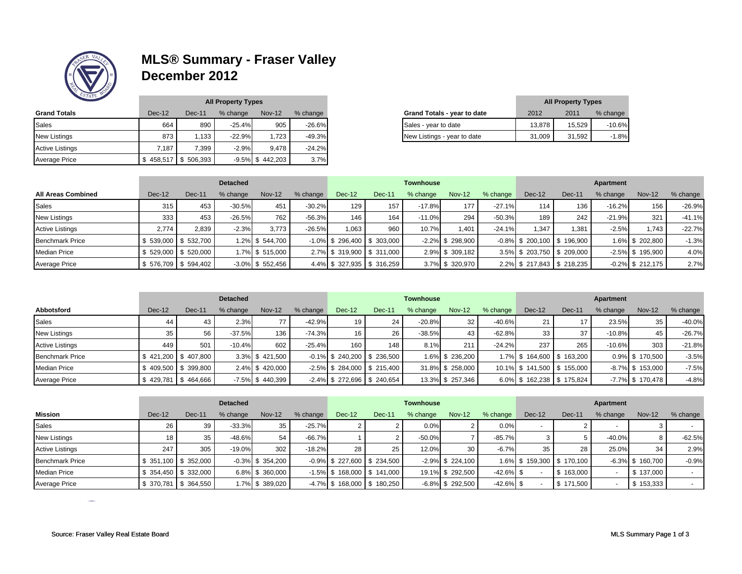# MLS® Summary - Fraser Valley
## December 2012

| Grand Totals | Dec-12 | Dec-11 | % change | Nov-12 | % change |
|---|---|---|---|---|---|
| | All Property Types | | | | |
| Sales | 664 | 890 | -25.4% | 905 | -26.6% |
| New Listings | 873 | 1,133 | -22.9% | 1,723 | -49.3% |
| Active Listings | 7,187 | 7,399 | -2.9% | 9,478 | -24.2% |
| Average Price | $ 458,517 | $ 506,393 | -9.5% | $ 442,203 | 3.7% |

| Grand Totals - year to date | 2012 | 2011 | % change |
|---|---|---|---|
| | All Property Types | | |
| Sales - year to date | 13,878 | 15,529 | -10.6% |
| New Listings - year to date | 31,009 | 31,592 | -1.8% |

| All Areas Combined | Detached | | | | | Townhouse | | | | | Apartment | | | | |
|---|---|---|---|---|---|---|---|---|---|---|---|---|---|---|---|
| | Dec-12 | Dec-11 | % change | Nov-12 | % change | Dec-12 | Dec-11 | % change | Nov-12 | % change | Dec-12 | Dec-11 | % change | Nov-12 | % change |
| Sales | 315 | 453 | -30.5% | 451 | -30.2% | 129 | 157 | -17.8% | 177 | -27.1% | 114 | 136 | -16.2% | 156 | -26.9% |
| New Listings | 333 | 453 | -26.5% | 762 | -56.3% | 146 | 164 | -11.0% | 294 | -50.3% | 189 | 242 | -21.9% | 321 | -41.1% |
| Active Listings | 2,774 | 2,839 | -2.3% | 3,773 | -26.5% | 1,063 | 960 | 10.7% | 1,401 | -24.1% | 1,347 | 1,381 | -2.5% | 1,743 | -22.7% |
| Benchmark Price | $ 539,000 | $ 532,700 | 1.2% | $ 544,700 | -1.0% | $ 296,400 | $ 303,000 | -2.2% | $ 298,900 | -0.8% | $ 200,100 | $ 196,900 | 1.6% | $ 202,800 | -1.3% |
| Median Price | $ 529,000 | $ 520,000 | 1.7% | $ 515,000 | 2.7% | $ 319,900 | $ 311,000 | 2.9% | $ 309,182 | 3.5% | $ 203,750 | $ 209,000 | -2.5% | $ 195,900 | 4.0% |
| Average Price | $ 576,709 | $ 594,402 | -3.0% | $ 552,456 | 4.4% | $ 327,935 | $ 316,259 | 3.7% | $ 320,970 | 2.2% | $ 217,843 | $ 218,235 | -0.2% | $ 212,175 | 2.7% |

| Abbotsford | Detached | | | | | Townhouse | | | | | Apartment | | | | |
|---|---|---|---|---|---|---|---|---|---|---|---|---|---|---|---|
| | Dec-12 | Dec-11 | % change | Nov-12 | % change | Dec-12 | Dec-11 | % change | Nov-12 | % change | Dec-12 | Dec-11 | % change | Nov-12 | % change |
| Sales | 44 | 43 | 2.3% | 77 | -42.9% | 19 | 24 | -20.8% | 32 | -40.6% | 21 | 17 | 23.5% | 35 | -40.0% |
| New Listings | 35 | 56 | -37.5% | 136 | -74.3% | 16 | 26 | -38.5% | 43 | -62.8% | 33 | 37 | -10.8% | 45 | -26.7% |
| Active Listings | 449 | 501 | -10.4% | 602 | -25.4% | 160 | 148 | 8.1% | 211 | -24.2% | 237 | 265 | -10.6% | 303 | -21.8% |
| Benchmark Price | $ 421,200 | $ 407,800 | 3.3% | $ 421,500 | -0.1% | $ 240,200 | $ 236,500 | 1.6% | $ 236,200 | 1.7% | $ 164,600 | $ 163,200 | 0.9% | $ 170,500 | -3.5% |
| Median Price | $ 409,500 | $ 399,800 | 2.4% | $ 420,000 | -2.5% | $ 284,000 | $ 215,400 | 31.8% | $ 258,000 | 10.1% | $ 141,500 | $ 155,000 | -8.7% | $ 153,000 | -7.5% |
| Average Price | $ 429,781 | $ 464,666 | -7.5% | $ 440,399 | -2.4% | $ 272,696 | $ 240,654 | 13.3% | $ 257,346 | 6.0% | $ 162,238 | $ 175,824 | -7.7% | $ 170,478 | -4.8% |

| Mission | Detached | | | | | Townhouse | | | | | Apartment | | | | |
|---|---|---|---|---|---|---|---|---|---|---|---|---|---|---|---|
| | Dec-12 | Dec-11 | % change | Nov-12 | % change | Dec-12 | Dec-11 | % change | Nov-12 | % change | Dec-12 | Dec-11 | % change | Nov-12 | % change |
| Sales | 26 | 39 | -33.3% | 35 | -25.7% | 2 | 2 | 0.0% | 2 | 0.0% | - | 2 | - | 3 | - |
| New Listings | 18 | 35 | -48.6% | 54 | -66.7% | 1 | 2 | -50.0% | 7 | -85.7% | 3 | 5 | -40.0% | 8 | -62.5% |
| Active Listings | 247 | 305 | -19.0% | 302 | -18.2% | 28 | 25 | 12.0% | 30 | -6.7% | 35 | 28 | 25.0% | 34 | 2.9% |
| Benchmark Price | $ 351,100 | $ 352,000 | -0.3% | $ 354,200 | -0.9% | $ 227,600 | $ 234,500 | -2.9% | $ 224,100 | 1.6% | $ 159,300 | $ 170,100 | -6.3% | $ 160,700 | -0.9% |
| Median Price | $ 354,450 | $ 332,000 | 6.8% | $ 360,000 | -1.5% | $ 168,000 | $ 141,000 | 19.1% | $ 292,500 | -42.6% | $ - | $ 163,000 | - | $ 137,000 | - |
| Average Price | $ 370,781 | $ 364,550 | 1.7% | $ 389,020 | -4.7% | $ 168,000 | $ 180,250 | -6.8% | $ 292,500 | -42.6% | $ - | $ 171,500 | - | $ 153,333 | - |

Source: Fraser Valley Real Estate Board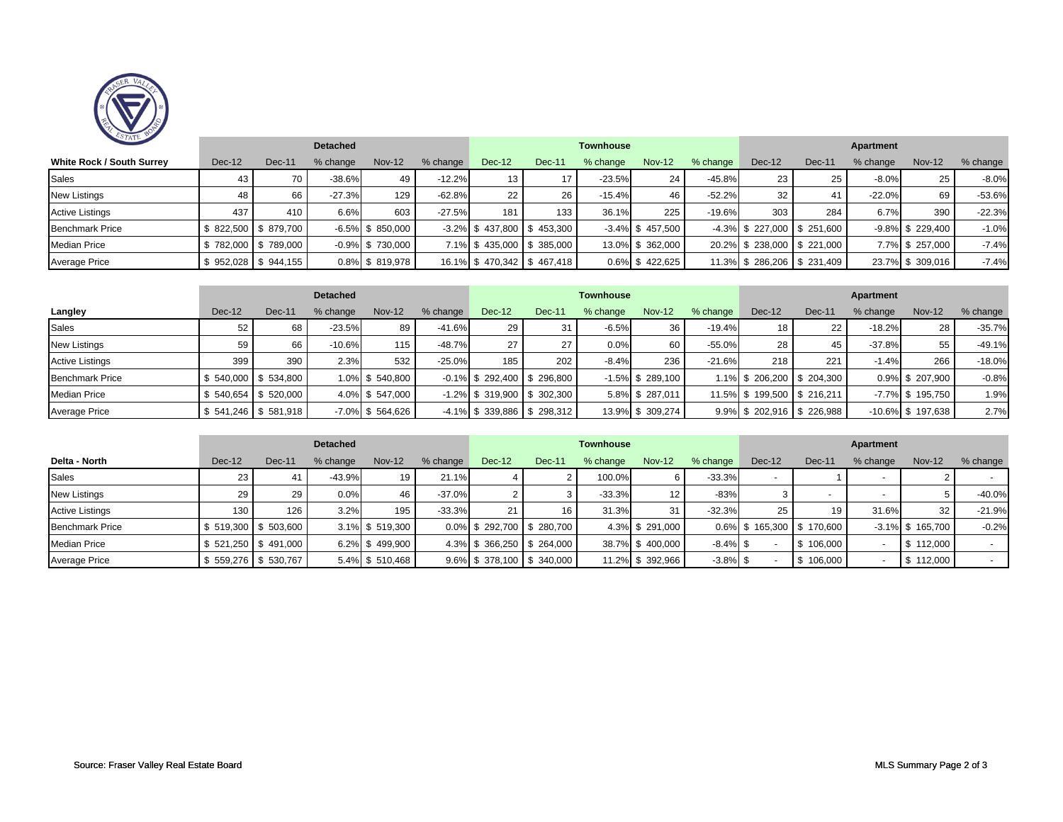| White Rock / South Surrey | Detached | | | | | Townhouse | | | | | Apartment | | | | |
|---|---|---|---|---|---|---|---|---|---|---|---|---|---|---|---|
| | Dec-12 | Dec-11 | % change | Nov-12 | % change | Dec-12 | Dec-11 | % change | Nov-12 | % change | Dec-12 | Dec-11 | % change | Nov-12 | % change |
| Sales | 43 | 70 | -38.6% | 49 | -12.2% | 13 | 17 | -23.5% | 24 | -45.8% | 23 | 25 | -8.0% | 25 | -8.0% |
| New Listings | 48 | 66 | -27.3% | 129 | -62.8% | 22 | 26 | -15.4% | 46 | -52.2% | 32 | 41 | -22.0% | 69 | -53.6% |
| Active Listings | 437 | 410 | 6.6% | 603 | -27.5% | 181 | 133 | 36.1% | 225 | -19.6% | 303 | 284 | 6.7% | 390 | -22.3% |
| Benchmark Price | $ 822,500 | $ 879,700 | -6.5% | $ 850,000 | -3.2% | $ 437,800 | $ 453,300 | -3.4% | $ 457,500 | -4.3% | $ 227,000 | $ 251,600 | -9.8% | $ 229,400 | -1.0% |
| Median Price | $ 782,000 | $ 789,000 | -0.9% | $ 730,000 | 7.1% | $ 435,000 | $ 385,000 | 13.0% | $ 362,000 | 20.2% | $ 238,000 | $ 221,000 | 7.7% | $ 257,000 | -7.4% |
| Average Price | $ 952,028 | $ 944,155 | 0.8% | $ 819,978 | 16.1% | $ 470,342 | $ 467,418 | 0.6% | $ 422,625 | 11.3% | $ 286,206 | $ 231,409 | 23.7% | $ 309,016 | -7.4% |

| Langley | Detached | | | | | Townhouse | | | | | Apartment | | | | |
|---|---|---|---|---|---|---|---|---|---|---|---|---|---|---|---|
| | Dec-12 | Dec-11 | % change | Nov-12 | % change | Dec-12 | Dec-11 | % change | Nov-12 | % change | Dec-12 | Dec-11 | % change | Nov-12 | % change |
| Sales | 52 | 68 | -23.5% | 89 | -41.6% | 29 | 31 | -6.5% | 36 | -19.4% | 18 | 22 | -18.2% | 28 | -35.7% |
| New Listings | 59 | 66 | -10.6% | 115 | -48.7% | 27 | 27 | 0.0% | 60 | -55.0% | 28 | 45 | -37.8% | 55 | -49.1% |
| Active Listings | 399 | 390 | 2.3% | 532 | -25.0% | 185 | 202 | -8.4% | 236 | -21.6% | 218 | 221 | -1.4% | 266 | -18.0% |
| Benchmark Price | $ 540,000 | $ 534,800 | 1.0% | $ 540,800 | -0.1% | $ 292,400 | $ 296,800 | -1.5% | $ 289,100 | 1.1% | $ 206,200 | $ 204,300 | 0.9% | $ 207,900 | -0.8% |
| Median Price | $ 540,654 | $ 520,000 | 4.0% | $ 547,000 | -1.2% | $ 319,900 | $ 302,300 | 5.8% | $ 287,011 | 11.5% | $ 199,500 | $ 216,211 | -7.7% | $ 195,750 | 1.9% |
| Average Price | $ 541,246 | $ 581,918 | -7.0% | $ 564,626 | -4.1% | $ 339,886 | $ 298,312 | 13.9% | $ 309,274 | 9.9% | $ 202,916 | $ 226,988 | -10.6% | $ 197,638 | 2.7% |

| Delta - North | Detached | | | | | Townhouse | | | | | Apartment | | | | |
|---|---|---|---|---|---|---|---|---|---|---|---|---|---|---|---|
| | Dec-12 | Dec-11 | % change | Nov-12 | % change | Dec-12 | Dec-11 | % change | Nov-12 | % change | Dec-12 | Dec-11 | % change | Nov-12 | % change |
| Sales | 23 | 41 | -43.9% | 19 | 21.1% | 4 | 2 | 100.0% | 6 | -33.3% | - | 1 | - | 2 | - |
| New Listings | 29 | 29 | 0.0% | 46 | -37.0% | 2 | 3 | -33.3% | 12 | -83% | 3 | - | - | 5 | -40.0% |
| Active Listings | 130 | 126 | 3.2% | 195 | -33.3% | 21 | 16 | 31.3% | 31 | -32.3% | 25 | 19 | 31.6% | 32 | -21.9% |
| Benchmark Price | $ 519,300 | $ 503,600 | 3.1% | $ 519,300 | 0.0% | $ 292,700 | $ 280,700 | 4.3% | $ 291,000 | 0.6% | $ 165,300 | $ 170,600 | -3.1% | $ 165,700 | -0.2% |
| Median Price | $ 521,250 | $ 491,000 | 6.2% | $ 499,900 | 4.3% | $ 366,250 | $ 264,000 | 38.7% | $ 400,000 | -8.4% | $ - | $ 106,000 | - | $ 112,000 | - |
| Average Price | $ 559,276 | $ 530,767 | 5.4% | $ 510,468 | 9.6% | $ 378,100 | $ 340,000 | 11.2% | $ 392,966 | -3.8% | $ - | $ 106,000 | - | $ 112,000 | - |

Source: Fraser Valley Real Estate Board

MLS Summary Page 2 of 3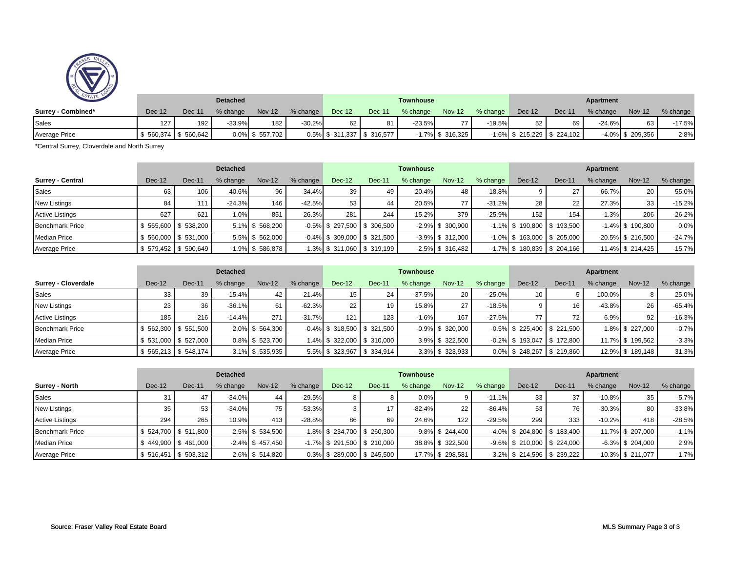| Surrey - Combined* | Detached | | | | | Townhouse | | | | | Apartment | | | | |
|---|---|---|---|---|---|---|---|---|---|---|---|---|---|---|---|
| | Dec-12 | Dec-11 | % change | Nov-12 | % change | Dec-12 | Dec-11 | % change | Nov-12 | % change | Dec-12 | Dec-11 | % change | Nov-12 | % change |
| Sales | 127 | 192 | -33.9% | 182 | -30.2% | 62 | 81 | -23.5% | 77 | -19.5% | 52 | 69 | -24.6% | 63 | -17.5% |
| Average Price | $ 560,374 | $ 560,642 | 0.0% | $ 557,702 | 0.5% | $ 311,337 | $ 316,577 | -1.7% | $ 316,325 | -1.6% | $ 215,229 | $ 224,102 | -4.0% | $ 209,356 | 2.8% |

*Central Surrey, Cloverdale and North Surrey

| Surrey - Central | Detached | | | | | Townhouse | | | | | Apartment | | | | |
|---|---|---|---|---|---|---|---|---|---|---|---|---|---|---|---|
| | Dec-12 | Dec-11 | % change | Nov-12 | % change | Dec-12 | Dec-11 | % change | Nov-12 | % change | Dec-12 | Dec-11 | % change | Nov-12 | % change |
| Sales | 63 | 106 | -40.6% | 96 | -34.4% | 39 | 49 | -20.4% | 48 | -18.8% | 9 | 27 | -66.7% | 20 | -55.0% |
| New Listings | 84 | 111 | -24.3% | 146 | -42.5% | 53 | 44 | 20.5% | 77 | -31.2% | 28 | 22 | 27.3% | 33 | -15.2% |
| Active Listings | 627 | 621 | 1.0% | 851 | -26.3% | 281 | 244 | 15.2% | 379 | -25.9% | 152 | 154 | -1.3% | 206 | -26.2% |
| Benchmark Price | $ 565,600 | $ 538,200 | 5.1% | $ 568,200 | -0.5% | $ 297,500 | $ 306,500 | -2.9% | $ 300,900 | -1.1% | $ 190,800 | $ 193,500 | -1.4% | $ 190,800 | 0.0% |
| Median Price | $ 560,000 | $ 531,000 | 5.5% | $ 562,000 | -0.4% | $ 309,000 | $ 321,500 | -3.9% | $ 312,000 | -1.0% | $ 163,000 | $ 205,000 | -20.5% | $ 216,500 | -24.7% |
| Average Price | $ 579,452 | $ 590,649 | -1.9% | $ 586,878 | -1.3% | $ 311,060 | $ 319,199 | -2.5% | $ 316,482 | -1.7% | $ 180,839 | $ 204,166 | -11.4% | $ 214,425 | -15.7% |

| Surrey - Cloverdale | Detached | | | | | Townhouse | | | | | Apartment | | | | |
|---|---|---|---|---|---|---|---|---|---|---|---|---|---|---|---|
| | Dec-12 | Dec-11 | % change | Nov-12 | % change | Dec-12 | Dec-11 | % change | Nov-12 | % change | Dec-12 | Dec-11 | % change | Nov-12 | % change |
| Sales | 33 | 39 | -15.4% | 42 | -21.4% | 15 | 24 | -37.5% | 20 | -25.0% | 10 | 5 | 100.0% | 8 | 25.0% |
| New Listings | 23 | 36 | -36.1% | 61 | -62.3% | 22 | 19 | 15.8% | 27 | -18.5% | 9 | 16 | -43.8% | 26 | -65.4% |
| Active Listings | 185 | 216 | -14.4% | 271 | -31.7% | 121 | 123 | -1.6% | 167 | -27.5% | 77 | 72 | 6.9% | 92 | -16.3% |
| Benchmark Price | $ 562,300 | $ 551,500 | 2.0% | $ 564,300 | -0.4% | $ 318,500 | $ 321,500 | -0.9% | $ 320,000 | -0.5% | $ 225,400 | $ 221,500 | 1.8% | $ 227,000 | -0.7% |
| Median Price | $ 531,000 | $ 527,000 | 0.8% | $ 523,700 | 1.4% | $ 322,000 | $ 310,000 | 3.9% | $ 322,500 | -0.2% | $ 193,047 | $ 172,800 | 11.7% | $ 199,562 | -3.3% |
| Average Price | $ 565,213 | $ 548,174 | 3.1% | $ 535,935 | 5.5% | $ 323,967 | $ 334,914 | -3.3% | $ 323,933 | 0.0% | $ 248,267 | $ 219,860 | 12.9% | $ 189,148 | 31.3% |

| Surrey - North | Detached | | | | | Townhouse | | | | | Apartment | | | | |
|---|---|---|---|---|---|---|---|---|---|---|---|---|---|---|---|
| | Dec-12 | Dec-11 | % change | Nov-12 | % change | Dec-12 | Dec-11 | % change | Nov-12 | % change | Dec-12 | Dec-11 | % change | Nov-12 | % change |
| Sales | 31 | 47 | -34.0% | 44 | -29.5% | 8 | 8 | 0.0% | 9 | -11.1% | 33 | 37 | -10.8% | 35 | -5.7% |
| New Listings | 35 | 53 | -34.0% | 75 | -53.3% | 3 | 17 | -82.4% | 22 | -86.4% | 53 | 76 | -30.3% | 80 | -33.8% |
| Active Listings | 294 | 265 | 10.9% | 413 | -28.8% | 86 | 69 | 24.6% | 122 | -29.5% | 299 | 333 | -10.2% | 418 | -28.5% |
| Benchmark Price | $ 524,700 | $ 511,800 | 2.5% | $ 534,500 | -1.8% | $ 234,700 | $ 260,300 | -9.8% | $ 244,400 | -4.0% | $ 204,800 | $ 183,400 | 11.7% | $ 207,000 | -1.1% |
| Median Price | $ 449,900 | $ 461,000 | -2.4% | $ 457,450 | -1.7% | $ 291,500 | $ 210,000 | 38.8% | $ 322,500 | -9.6% | $ 210,000 | $ 224,000 | -6.3% | $ 204,000 | 2.9% |
| Average Price | $ 516,451 | $ 503,312 | 2.6% | $ 514,820 | 0.3% | $ 289,000 | $ 245,500 | 17.7% | $ 298,581 | -3.2% | $ 214,596 | $ 239,222 | -10.3% | $ 211,077 | 1.7% |

Source: Fraser Valley Real Estate Board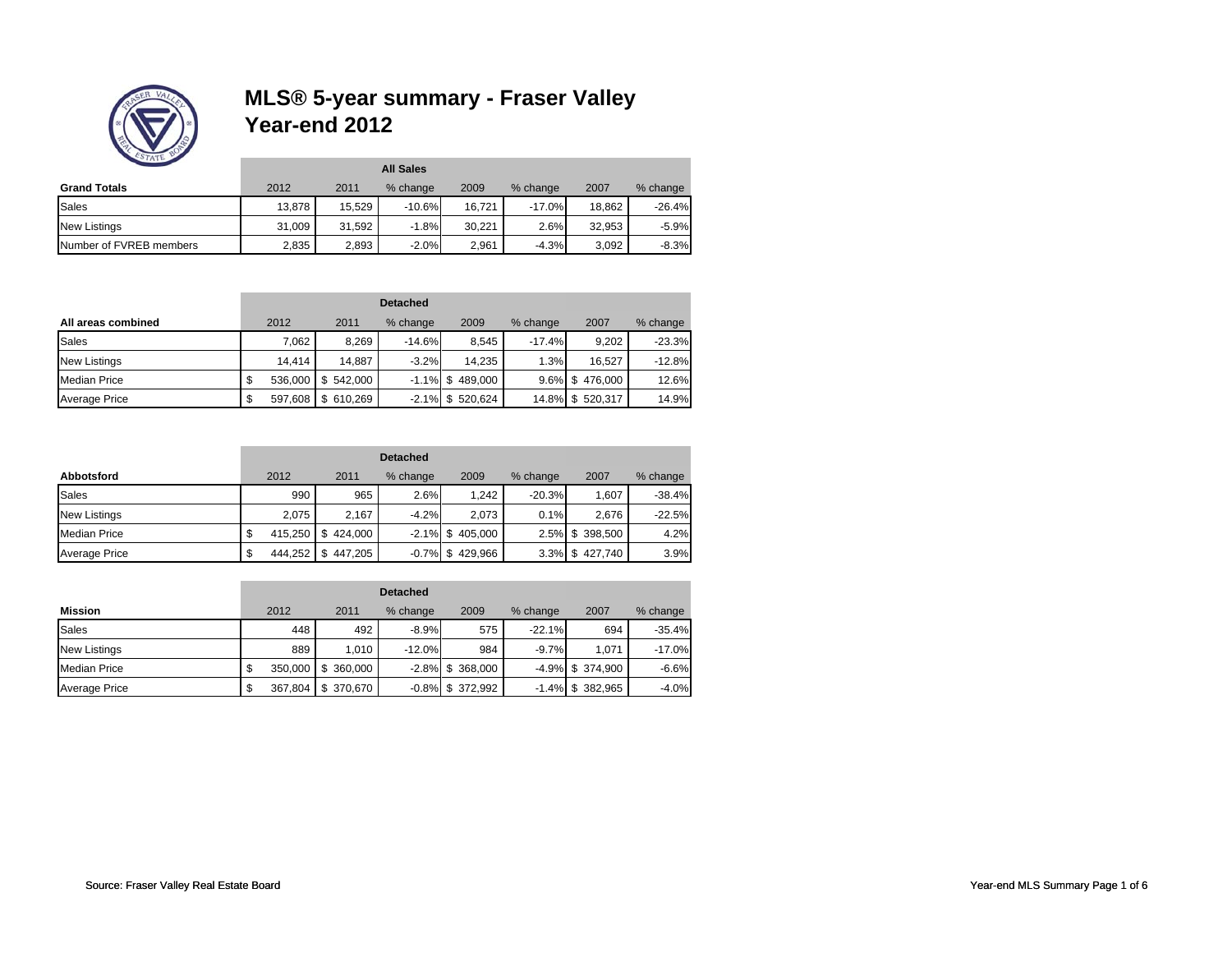# MLS® 5-year summary - Fraser Valley
# Year-end 2012

| | All Sales | | | | | | |
|---|---|---|---|---|---|---|---|
| **Grand Totals** | 2012 | 2011 | % change | 2009 | % change | 2007 | % change |
| Sales | 13,878 | 15,529 | -10.6% | 16,721 | -17.0% | 18,862 | -26.4% |
| New Listings | 31,009 | 31,592 | -1.8% | 30,221 | 2.6% | 32,953 | -5.9% |
| Number of FVREB members | 2,835 | 2,893 | -2.0% | 2,961 | -4.3% | 3,092 | -8.3% |

| | Detached | | | | | | |
|---|---|---|---|---|---|---|---|
| **All areas combined** | 2012 | 2011 | % change | 2009 | % change | 2007 | % change |
| Sales | 7,062 | 8,269 | -14.6% | 8,545 | -17.4% | 9,202 | -23.3% |
| New Listings | 14,414 | 14,887 | -3.2% | 14,235 | 1.3% | 16,527 | -12.8% |
| Median Price | $ 536,000 | $ 542,000 | -1.1% | $ 489,000 | 9.6% | $ 476,000 | 12.6% |
| Average Price | $ 597,608 | $ 610,269 | -2.1% | $ 520,624 | 14.8% | $ 520,317 | 14.9% |

| | Detached | | | | | | |
|---|---|---|---|---|---|---|---|
| **Abbotsford** | 2012 | 2011 | % change | 2009 | % change | 2007 | % change |
| Sales | 990 | 965 | 2.6% | 1,242 | -20.3% | 1,607 | -38.4% |
| New Listings | 2,075 | 2,167 | -4.2% | 2,073 | 0.1% | 2,676 | -22.5% |
| Median Price | $ 415,250 | $ 424,000 | -2.1% | $ 405,000 | 2.5% | $ 398,500 | 4.2% |
| Average Price | $ 444,252 | $ 447,205 | -0.7% | $ 429,966 | 3.3% | $ 427,740 | 3.9% |

| | Detached | | | | | | |
|---|---|---|---|---|---|---|---|
| **Mission** | 2012 | 2011 | % change | 2009 | % change | 2007 | % change |
| Sales | 448 | 492 | -8.9% | 575 | -22.1% | 694 | -35.4% |
| New Listings | 889 | 1,010 | -12.0% | 984 | -9.7% | 1,071 | -17.0% |
| Median Price | $ 350,000 | $ 360,000 | -2.8% | $ 368,000 | -4.9% | $ 374,900 | -6.6% |
| Average Price | $ 367,804 | $ 370,670 | -0.8% | $ 372,992 | -1.4% | $ 382,965 | -4.0% |

Source: Fraser Valley Real Estate Board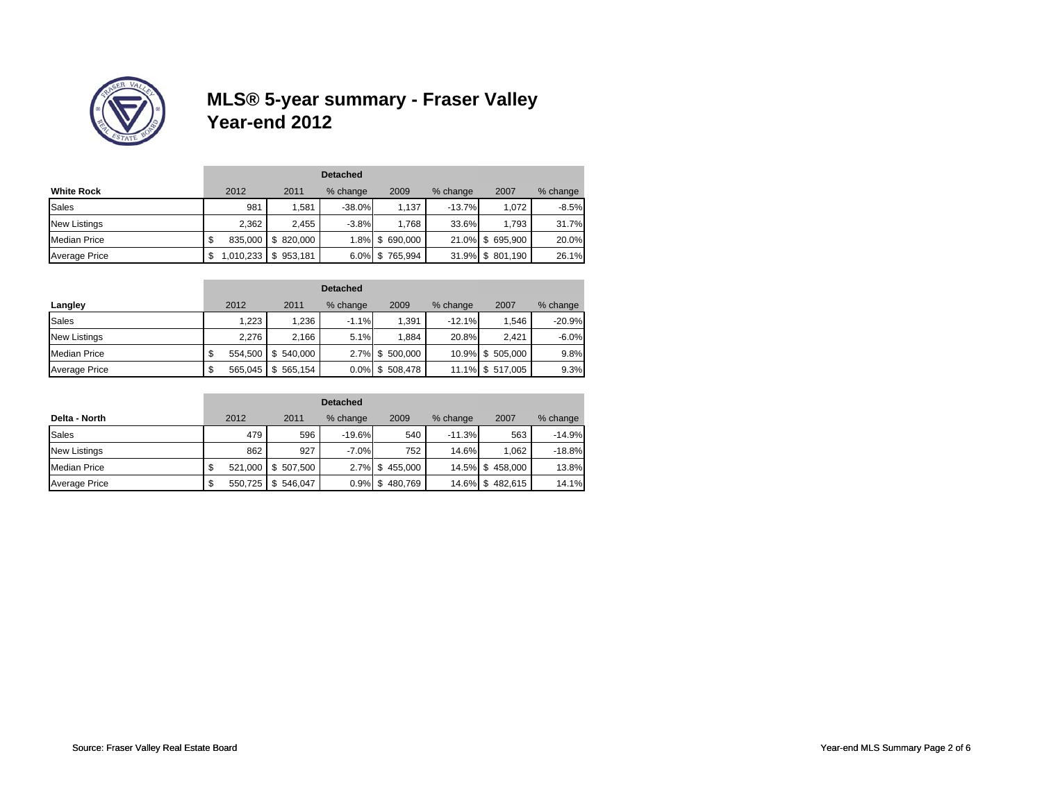# MLS® 5-year summary - Fraser Valley
## Year-end 2012

| White Rock | Detached | | | | | | |
|---|---|---|---|---|---|---|---|
| | 2012 | 2011 | % change | 2009 | % change | 2007 | % change |
| Sales | 981 | 1,581 | -38.0% | 1,137 | -13.7% | 1,072 | -8.5% |
| New Listings | 2,362 | 2,455 | -3.8% | 1,768 | 33.6% | 1,793 | 31.7% |
| Median Price | $ 835,000 | $ 820,000 | 1.8% | $ 690,000 | 21.0% | $ 695,900 | 20.0% |
| Average Price | $ 1,010,233 | $ 953,181 | 6.0% | $ 765,994 | 31.9% | $ 801,190 | 26.1% |

| Langley | Detached | | | | | | |
|---|---|---|---|---|---|---|---|
| | 2012 | 2011 | % change | 2009 | % change | 2007 | % change |
| Sales | 1,223 | 1,236 | -1.1% | 1,391 | -12.1% | 1,546 | -20.9% |
| New Listings | 2,276 | 2,166 | 5.1% | 1,884 | 20.8% | 2,421 | -6.0% |
| Median Price | $ 554,500 | $ 540,000 | 2.7% | $ 500,000 | 10.9% | $ 505,000 | 9.8% |
| Average Price | $ 565,045 | $ 565,154 | 0.0% | $ 508,478 | 11.1% | $ 517,005 | 9.3% |

| Delta - North | Detached | | | | | | |
|---|---|---|---|---|---|---|---|
| | 2012 | 2011 | % change | 2009 | % change | 2007 | % change |
| Sales | 479 | 596 | -19.6% | 540 | -11.3% | 563 | -14.9% |
| New Listings | 862 | 927 | -7.0% | 752 | 14.6% | 1,062 | -18.8% |
| Median Price | $ 521,000 | $ 507,500 | 2.7% | $ 455,000 | 14.5% | $ 458,000 | 13.8% |
| Average Price | $ 550,725 | $ 546,047 | 0.9% | $ 480,769 | 14.6% | $ 482,615 | 14.1% |

Source: Fraser Valley Real Estate Board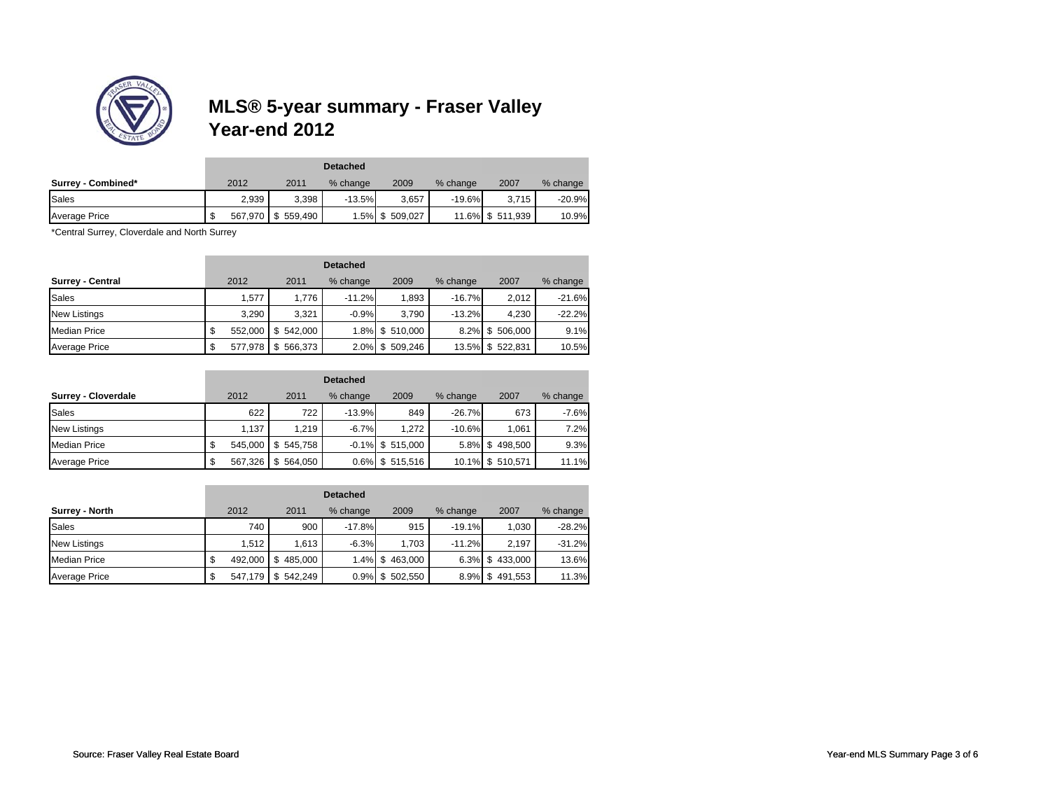# MLS® 5-year summary - Fraser Valley
# Year-end 2012

| | Detached | | | | | | |
|---|---|---|---|---|---|---|---|
| **Surrey - Combined*** | 2012 | 2011 | % change | 2009 | % change | 2007 | % change |
| Sales | 2,939 | 3,398 | -13.5% | 3,657 | -19.6% | 3,715 | -20.9% |
| Average Price | $ 567,970 | $ 559,490 | 1.5% | $ 509,027 | 11.6% | $ 511,939 | 10.9% |

*Central Surrey, Cloverdale and North Surrey

| | Detached | | | | | | |
|---|---|---|---|---|---|---|---|
| **Surrey - Central** | 2012 | 2011 | % change | 2009 | % change | 2007 | % change |
| Sales | 1,577 | 1,776 | -11.2% | 1,893 | -16.7% | 2,012 | -21.6% |
| New Listings | 3,290 | 3,321 | -0.9% | 3,790 | -13.2% | 4,230 | -22.2% |
| Median Price | $ 552,000 | $ 542,000 | 1.8% | $ 510,000 | 8.2% | $ 506,000 | 9.1% |
| Average Price | $ 577,978 | $ 566,373 | 2.0% | $ 509,246 | 13.5% | $ 522,831 | 10.5% |

| | Detached | | | | | | |
|---|---|---|---|---|---|---|---|
| **Surrey - Cloverdale** | 2012 | 2011 | % change | 2009 | % change | 2007 | % change |
| Sales | 622 | 722 | -13.9% | 849 | -26.7% | 673 | -7.6% |
| New Listings | 1,137 | 1,219 | -6.7% | 1,272 | -10.6% | 1,061 | 7.2% |
| Median Price | $ 545,000 | $ 545,758 | -0.1% | $ 515,000 | 5.8% | $ 498,500 | 9.3% |
| Average Price | $ 567,326 | $ 564,050 | 0.6% | $ 515,516 | 10.1% | $ 510,571 | 11.1% |

| | Detached | | | | | | |
|---|---|---|---|---|---|---|---|
| **Surrey - North** | 2012 | 2011 | % change | 2009 | % change | 2007 | % change |
| Sales | 740 | 900 | -17.8% | 915 | -19.1% | 1,030 | -28.2% |
| New Listings | 1,512 | 1,613 | -6.3% | 1,703 | -11.2% | 2,197 | -31.2% |
| Median Price | $ 492,000 | $ 485,000 | 1.4% | $ 463,000 | 6.3% | $ 433,000 | 13.6% |
| Average Price | $ 547,179 | $ 542,249 | 0.9% | $ 502,550 | 8.9% | $ 491,553 | 11.3% |

Source: Fraser Valley Real Estate Board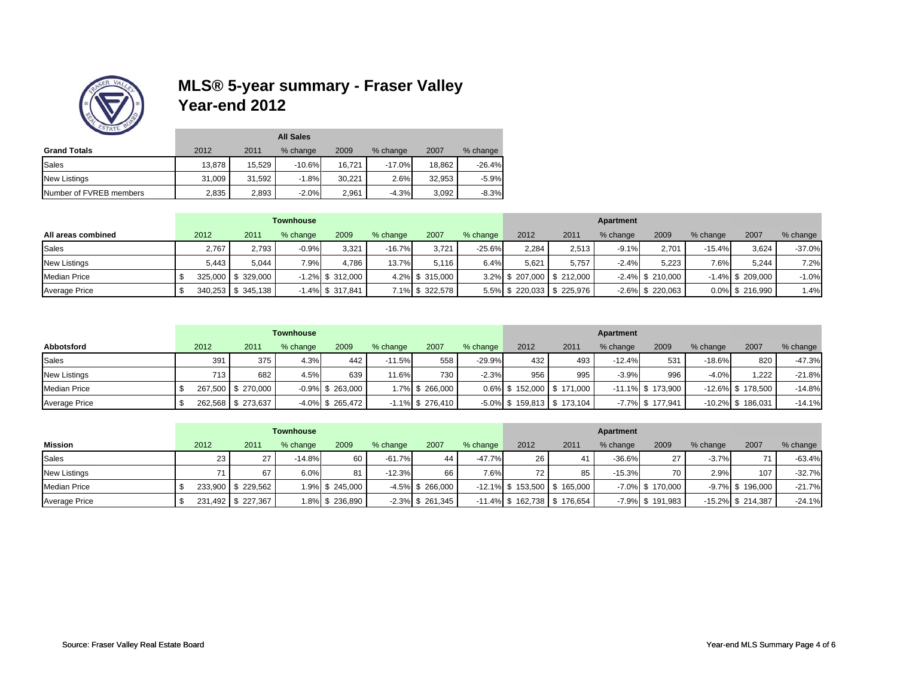# MLS® 5-year summary - Fraser Valley
# Year-end 2012

| Grand Totals | All Sales | | | | | | |
|---|---|---|---|---|---|---|---|
| | 2012 | 2011 | % change | 2009 | % change | 2007 | % change |
| Sales | 13,878 | 15,529 | -10.6% | 16,721 | -17.0% | 18,862 | -26.4% |
| New Listings | 31,009 | 31,592 | -1.8% | 30,221 | 2.6% | 32,953 | -5.9% |
| Number of FVREB members | 2,835 | 2,893 | -2.0% | 2,961 | -4.3% | 3,092 | -8.3% |

| All areas combined | Townhouse | | | | | | | Apartment | | | | | | |
|---|---|---|---|---|---|---|---|---|---|---|---|---|---|---|
| | 2012 | 2011 | % change | 2009 | % change | 2007 | % change | 2012 | 2011 | % change | 2009 | % change | 2007 | % change |
| Sales | 2,767 | 2,793 | -0.9% | 3,321 | -16.7% | 3,721 | -25.6% | 2,284 | 2,513 | -9.1% | 2,701 | -15.4% | 3,624 | -37.0% |
| New Listings | 5,443 | 5,044 | 7.9% | 4,786 | 13.7% | 5,116 | 6.4% | 5,621 | 5,757 | -2.4% | 5,223 | 7.6% | 5,244 | 7.2% |
| Median Price | $ 325,000 | $ 329,000 | -1.2% | $ 312,000 | 4.2% | $ 315,000 | 3.2% | $ 207,000 | $ 212,000 | -2.4% | $ 210,000 | -1.4% | $ 209,000 | -1.0% |
| Average Price | $ 340,253 | $ 345,138 | -1.4% | $ 317,841 | 7.1% | $ 322,578 | 5.5% | $ 220,033 | $ 225,976 | -2.6% | $ 220,063 | 0.0% | $ 216,990 | 1.4% |

| Abbotsford | Townhouse | | | | | | | Apartment | | | | | | |
|---|---|---|---|---|---|---|---|---|---|---|---|---|---|---|
| | 2012 | 2011 | % change | 2009 | % change | 2007 | % change | 2012 | 2011 | % change | 2009 | % change | 2007 | % change |
| Sales | 391 | 375 | 4.3% | 442 | -11.5% | 558 | -29.9% | 432 | 493 | -12.4% | 531 | -18.6% | 820 | -47.3% |
| New Listings | 713 | 682 | 4.5% | 639 | 11.6% | 730 | -2.3% | 956 | 995 | -3.9% | 996 | -4.0% | 1,222 | -21.8% |
| Median Price | $ 267,500 | $ 270,000 | -0.9% | $ 263,000 | 1.7% | $ 266,000 | 0.6% | $ 152,000 | $ 171,000 | -11.1% | $ 173,900 | -12.6% | $ 178,500 | -14.8% |
| Average Price | $ 262,568 | $ 273,637 | -4.0% | $ 265,472 | -1.1% | $ 276,410 | -5.0% | $ 159,813 | $ 173,104 | -7.7% | $ 177,941 | -10.2% | $ 186,031 | -14.1% |

| Mission | Townhouse | | | | | | | Apartment | | | | | | |
|---|---|---|---|---|---|---|---|---|---|---|---|---|---|---|
| | 2012 | 2011 | % change | 2009 | % change | 2007 | % change | 2012 | 2011 | % change | 2009 | % change | 2007 | % change |
| Sales | 23 | 27 | -14.8% | 60 | -61.7% | 44 | -47.7% | 26 | 41 | -36.6% | 27 | -3.7% | 71 | -63.4% |
| New Listings | 71 | 67 | 6.0% | 81 | -12.3% | 66 | 7.6% | 72 | 85 | -15.3% | 70 | 2.9% | 107 | -32.7% |
| Median Price | $ 233,900 | $ 229,562 | 1.9% | $ 245,000 | -4.5% | $ 266,000 | -12.1% | $ 153,500 | $ 165,000 | -7.0% | $ 170,000 | -9.7% | $ 196,000 | -21.7% |
| Average Price | $ 231,492 | $ 227,367 | 1.8% | $ 236,890 | -2.3% | $ 261,345 | -11.4% | $ 162,738 | $ 176,654 | -7.9% | $ 191,983 | -15.2% | $ 214,387 | -24.1% |

Source: Fraser Valley Real Estate Board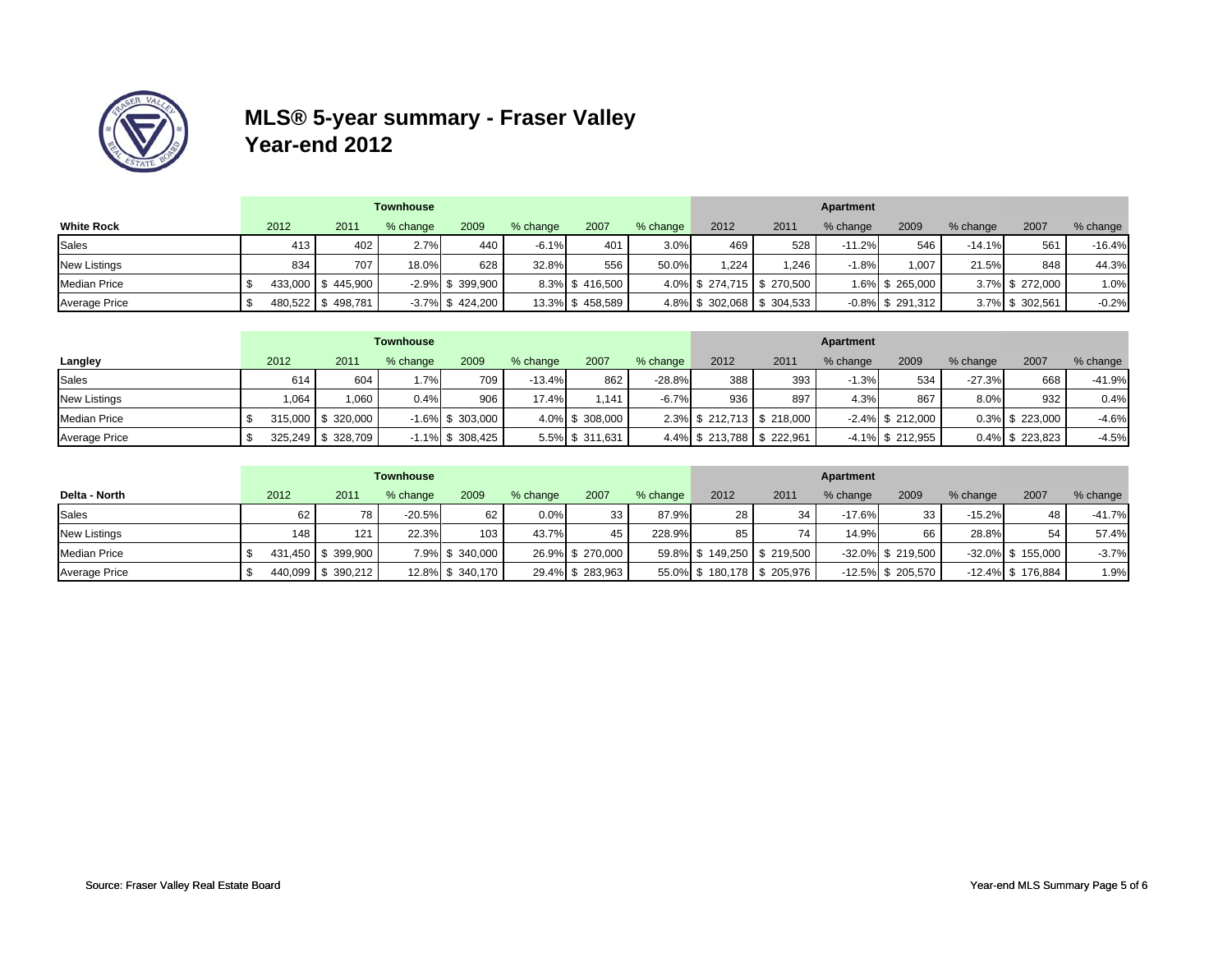# MLS® 5-year summary - Fraser Valley
## Year-end 2012

| White Rock | Townhouse | | | | | | | Apartment | | | | | | |
|---|---|---|---|---|---|---|---|---|---|---|---|---|---|---|
| | 2012 | 2011 | % change | 2009 | % change | 2007 | % change | 2012 | 2011 | % change | 2009 | % change | 2007 | % change |
| Sales | 413 | 402 | 2.7% | 440 | -6.1% | 401 | 3.0% | 469 | 528 | -11.2% | 546 | -14.1% | 561 | -16.4% |
| New Listings | 834 | 707 | 18.0% | 628 | 32.8% | 556 | 50.0% | 1,224 | 1,246 | -1.8% | 1,007 | 21.5% | 848 | 44.3% |
| Median Price | $ 433,000 | $ 445,900 | -2.9% | $ 399,900 | 8.3% | $ 416,500 | 4.0% | $ 274,715 | $ 270,500 | 1.6% | $ 265,000 | 3.7% | $ 272,000 | 1.0% |
| Average Price | $ 480,522 | $ 498,781 | -3.7% | $ 424,200 | 13.3% | $ 458,589 | 4.8% | $ 302,068 | $ 304,533 | -0.8% | $ 291,312 | 3.7% | $ 302,561 | -0.2% |

| Langley | Townhouse | | | | | | | Apartment | | | | | | |
|---|---|---|---|---|---|---|---|---|---|---|---|---|---|---|
| | 2012 | 2011 | % change | 2009 | % change | 2007 | % change | 2012 | 2011 | % change | 2009 | % change | 2007 | % change |
| Sales | 614 | 604 | 1.7% | 709 | -13.4% | 862 | -28.8% | 388 | 393 | -1.3% | 534 | -27.3% | 668 | -41.9% |
| New Listings | 1,064 | 1,060 | 0.4% | 906 | 17.4% | 1,141 | -6.7% | 936 | 897 | 4.3% | 867 | 8.0% | 932 | 0.4% |
| Median Price | $ 315,000 | $ 320,000 | -1.6% | $ 303,000 | 4.0% | $ 308,000 | 2.3% | $ 212,713 | $ 218,000 | -2.4% | $ 212,000 | 0.3% | $ 223,000 | -4.6% |
| Average Price | $ 325,249 | $ 328,709 | -1.1% | $ 308,425 | 5.5% | $ 311,631 | 4.4% | $ 213,788 | $ 222,961 | -4.1% | $ 212,955 | 0.4% | $ 223,823 | -4.5% |

| Delta - North | Townhouse | | | | | | | Apartment | | | | | | |
|---|---|---|---|---|---|---|---|---|---|---|---|---|---|---|
| | 2012 | 2011 | % change | 2009 | % change | 2007 | % change | 2012 | 2011 | % change | 2009 | % change | 2007 | % change |
| Sales | 62 | 78 | -20.5% | 62 | 0.0% | 33 | 87.9% | 28 | 34 | -17.6% | 33 | -15.2% | 48 | -41.7% |
| New Listings | 148 | 121 | 22.3% | 103 | 43.7% | 45 | 228.9% | 85 | 74 | 14.9% | 66 | 28.8% | 54 | 57.4% |
| Median Price | $ 431,450 | $ 399,900 | 7.9% | $ 340,000 | 26.9% | $ 270,000 | 59.8% | $ 149,250 | $ 219,500 | -32.0% | $ 219,500 | -32.0% | $ 155,000 | -3.7% |
| Average Price | $ 440,099 | $ 390,212 | 12.8% | $ 340,170 | 29.4% | $ 283,963 | 55.0% | $ 180,178 | $ 205,976 | -12.5% | $ 205,570 | -12.4% | $ 176,884 | 1.9% |

Source: Fraser Valley Real Estate Board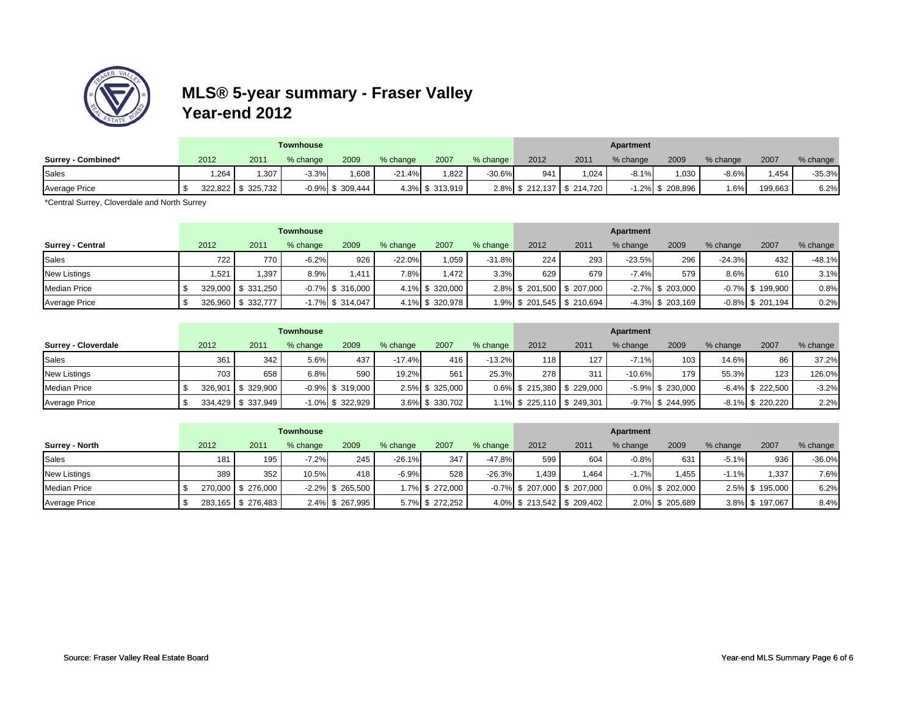# MLS® 5-year summary - Fraser Valley
## Year-end 2012

| | Townhouse | | | | | | | Apartment | | | | | | |
|---|---|---|---|---|---|---|---|---|---|---|---|---|---|---|
| **Surrey - Combined*** | 2012 | 2011 | % change | 2009 | % change | 2007 | % change | 2012 | 2011 | % change | 2009 | % change | 2007 | % change |
| Sales | 1,264 | 1,307 | -3.3% | 1,608 | -21.4% | 1,822 | -30.6% | 941 | 1,024 | -8.1% | 1,030 | -8.6% | 1,454 | -35.3% |
| Average Price | $ 322,822 | $ 325,732 | -0.9% | $ 309,444 | 4.3% | $ 313,919 | 2.8% | $ 212,137 | $ 214,720 | -1.2% | $ 208,896 | 1.6% | 199,663 | 6.2% |

*Central Surrey, Cloverdale and North Surrey

| | Townhouse | | | | | | | Apartment | | | | | | |
|---|---|---|---|---|---|---|---|---|---|---|---|---|---|---|
| **Surrey - Central** | 2012 | 2011 | % change | 2009 | % change | 2007 | % change | 2012 | 2011 | % change | 2009 | % change | 2007 | % change |
| Sales | 722 | 770 | -6.2% | 926 | -22.0% | 1,059 | -31.8% | 224 | 293 | -23.5% | 296 | -24.3% | 432 | -48.1% |
| New Listings | 1,521 | 1,397 | 8.9% | 1,411 | 7.8% | 1,472 | 3.3% | 629 | 679 | -7.4% | 579 | 8.6% | 610 | 3.1% |
| Median Price | $ 329,000 | $ 331,250 | -0.7% | $ 316,000 | 4.1% | $ 320,000 | 2.8% | $ 201,500 | $ 207,000 | -2.7% | $ 203,000 | -0.7% | $ 199,900 | 0.8% |
| Average Price | $ 326,960 | $ 332,777 | -1.7% | $ 314,047 | 4.1% | $ 320,978 | 1.9% | $ 201,545 | $ 210,694 | -4.3% | $ 203,169 | -0.8% | $ 201,194 | 0.2% |

| | Townhouse | | | | | | | Apartment | | | | | | |
|---|---|---|---|---|---|---|---|---|---|---|---|---|---|---|
| **Surrey - Cloverdale** | 2012 | 2011 | % change | 2009 | % change | 2007 | % change | 2012 | 2011 | % change | 2009 | % change | 2007 | % change |
| Sales | 361 | 342 | 5.6% | 437 | -17.4% | 416 | -13.2% | 118 | 127 | -7.1% | 103 | 14.6% | 86 | 37.2% |
| New Listings | 703 | 658 | 6.8% | 590 | 19.2% | 561 | 25.3% | 278 | 311 | -10.6% | 179 | 55.3% | 123 | 126.0% |
| Median Price | $ 326,901 | $ 329,900 | -0.9% | $ 319,000 | 2.5% | $ 325,000 | 0.6% | $ 215,380 | $ 229,000 | -5.9% | $ 230,000 | -6.4% | $ 222,500 | -3.2% |
| Average Price | $ 334,429 | $ 337,949 | -1.0% | $ 322,929 | 3.6% | $ 330,702 | 1.1% | $ 225,110 | $ 249,301 | -9.7% | $ 244,995 | -8.1% | $ 220,220 | 2.2% |

| | Townhouse | | | | | | | Apartment | | | | | | |
|---|---|---|---|---|---|---|---|---|---|---|---|---|---|---|
| **Surrey - North** | 2012 | 2011 | % change | 2009 | % change | 2007 | % change | 2012 | 2011 | % change | 2009 | % change | 2007 | % change |
| Sales | 181 | 195 | -7.2% | 245 | -26.1% | 347 | -47.8% | 599 | 604 | -0.8% | 631 | -5.1% | 936 | -36.0% |
| New Listings | 389 | 352 | 10.5% | 418 | -6.9% | 528 | -26.3% | 1,439 | 1,464 | -1.7% | 1,455 | -1.1% | 1,337 | 7.6% |
| Median Price | $ 270,000 | $ 276,000 | -2.2% | $ 265,500 | 1.7% | $ 272,000 | -0.7% | $ 207,000 | $ 207,000 | 0.0% | $ 202,000 | 2.5% | $ 195,000 | 6.2% |
| Average Price | $ 283,165 | $ 276,483 | 2.4% | $ 267,995 | 5.7% | $ 272,252 | 4.0% | $ 213,542 | $ 209,402 | 2.0% | $ 205,689 | 3.8% | $ 197,067 | 8.4% |

Source: Fraser Valley Real Estate Board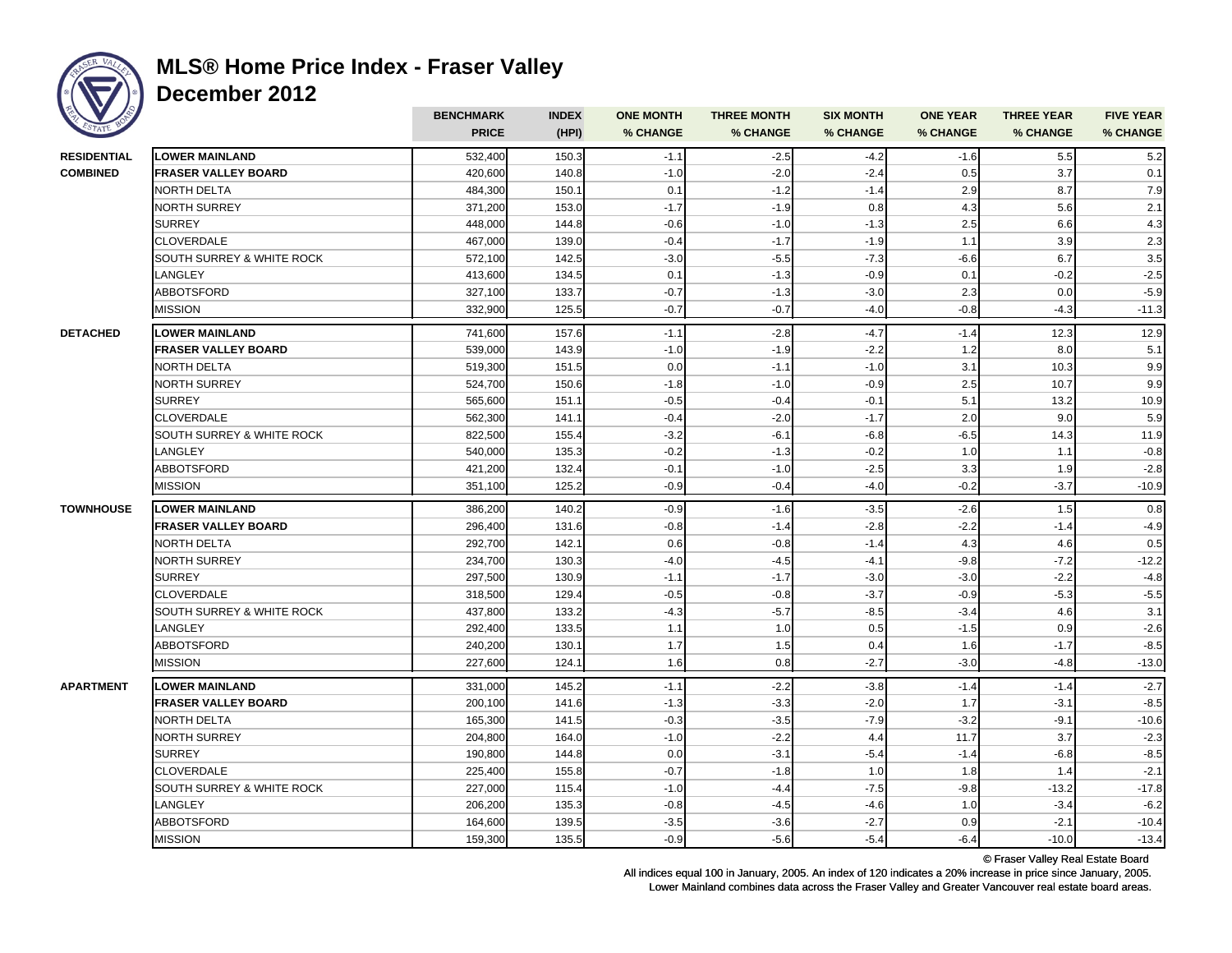# MLS® Home Price Index - Fraser Valley
## December 2012

| | | BENCHMARK PRICE | INDEX (HPI) | ONE MONTH % CHANGE | THREE MONTH % CHANGE | SIX MONTH % CHANGE | ONE YEAR % CHANGE | THREE YEAR % CHANGE | FIVE YEAR % CHANGE |
|---|---|---|---|---|---|---|---|---|---|
| **RESIDENTIAL COMBINED** | **LOWER MAINLAND** | 532,400 | 150.3 | -1.1 | -2.5 | -4.2 | -1.6 | 5.5 | 5.2 |
| | **FRASER VALLEY BOARD** | 420,600 | 140.8 | -1.0 | -2.0 | -2.4 | 0.5 | 3.7 | 0.1 |
| | NORTH DELTA | 484,300 | 150.1 | 0.1 | -1.2 | -1.4 | 2.9 | 8.7 | 7.9 |
| | NORTH SURREY | 371,200 | 153.0 | -1.7 | -1.9 | 0.8 | 4.3 | 5.6 | 2.1 |
| | SURREY | 448,000 | 144.8 | -0.6 | -1.0 | -1.3 | 2.5 | 6.6 | 4.3 |
| | CLOVERDALE | 467,000 | 139.0 | -0.4 | -1.7 | -1.9 | 1.1 | 3.9 | 2.3 |
| | SOUTH SURREY & WHITE ROCK | 572,100 | 142.5 | -3.0 | -5.5 | -7.3 | -6.6 | 6.7 | 3.5 |
| | LANGLEY | 413,600 | 134.5 | 0.1 | -1.3 | -0.9 | 0.1 | -0.2 | -2.5 |
| | ABBOTSFORD | 327,100 | 133.7 | -0.7 | -1.3 | -3.0 | 2.3 | 0.0 | -5.9 |
| | MISSION | 332,900 | 125.5 | -0.7 | -0.7 | -4.0 | -0.8 | -4.3 | -11.3 |
| **DETACHED** | **LOWER MAINLAND** | 741,600 | 157.6 | -1.1 | -2.8 | -4.7 | -1.4 | 12.3 | 12.9 |
| | **FRASER VALLEY BOARD** | 539,000 | 143.9 | -1.0 | -1.9 | -2.2 | 1.2 | 8.0 | 5.1 |
| | NORTH DELTA | 519,300 | 151.5 | 0.0 | -1.1 | -1.0 | 3.1 | 10.3 | 9.9 |
| | NORTH SURREY | 524,700 | 150.6 | -1.8 | -1.0 | -0.9 | 2.5 | 10.7 | 9.9 |
| | SURREY | 565,600 | 151.1 | -0.5 | -0.4 | -0.1 | 5.1 | 13.2 | 10.9 |
| | CLOVERDALE | 562,300 | 141.1 | -0.4 | -2.0 | -1.7 | 2.0 | 9.0 | 5.9 |
| | SOUTH SURREY & WHITE ROCK | 822,500 | 155.4 | -3.2 | -6.1 | -6.8 | -6.5 | 14.3 | 11.9 |
| | LANGLEY | 540,000 | 135.3 | -0.2 | -1.3 | -0.2 | 1.0 | 1.1 | -0.8 |
| | ABBOTSFORD | 421,200 | 132.4 | -0.1 | -1.0 | -2.5 | 3.3 | 1.9 | -2.8 |
| | MISSION | 351,100 | 125.2 | -0.9 | -0.4 | -4.0 | -0.2 | -3.7 | -10.9 |
| **TOWNHOUSE** | **LOWER MAINLAND** | 386,200 | 140.2 | -0.9 | -1.6 | -3.5 | -2.6 | 1.5 | 0.8 |
| | **FRASER VALLEY BOARD** | 296,400 | 131.6 | -0.8 | -1.4 | -2.8 | -2.2 | -1.4 | -4.9 |
| | NORTH DELTA | 292,700 | 142.1 | 0.6 | -0.8 | -1.4 | 4.3 | 4.6 | 0.5 |
| | NORTH SURREY | 234,700 | 130.3 | -4.0 | -4.5 | -4.1 | -9.8 | -7.2 | -12.2 |
| | SURREY | 297,500 | 130.9 | -1.1 | -1.7 | -3.0 | -3.0 | -2.2 | -4.8 |
| | CLOVERDALE | 318,500 | 129.4 | -0.5 | -0.8 | -3.7 | -0.9 | -5.3 | -5.5 |
| | SOUTH SURREY & WHITE ROCK | 437,800 | 133.2 | -4.3 | -5.7 | -8.5 | -3.4 | 4.6 | 3.1 |
| | LANGLEY | 292,400 | 133.5 | 1.1 | 1.0 | 0.5 | -1.5 | 0.9 | -2.6 |
| | ABBOTSFORD | 240,200 | 130.1 | 1.7 | 1.5 | 0.4 | 1.6 | -1.7 | -8.5 |
| | MISSION | 227,600 | 124.1 | 1.6 | 0.8 | -2.7 | -3.0 | -4.8 | -13.0 |
| **APARTMENT** | **LOWER MAINLAND** | 331,000 | 145.2 | -1.1 | -2.2 | -3.8 | -1.4 | -1.4 | -2.7 |
| | **FRASER VALLEY BOARD** | 200,100 | 141.6 | -1.3 | -3.3 | -2.0 | 1.7 | -3.1 | -8.5 |
| | NORTH DELTA | 165,300 | 141.5 | -0.3 | -3.5 | -7.9 | -3.2 | -9.1 | -10.6 |
| | NORTH SURREY | 204,800 | 164.0 | -1.0 | -2.2 | 4.4 | 11.7 | 3.7 | -2.3 |
| | SURREY | 190,800 | 144.8 | 0.0 | -3.1 | -5.4 | -1.4 | -6.8 | -8.5 |
| | CLOVERDALE | 225,400 | 155.8 | -0.7 | -1.8 | 1.0 | 1.8 | 1.4 | -2.1 |
| | SOUTH SURREY & WHITE ROCK | 227,000 | 115.4 | -1.0 | -4.4 | -7.5 | -9.8 | -13.2 | -17.8 |
| | LANGLEY | 206,200 | 135.3 | -0.8 | -4.5 | -4.6 | 1.0 | -3.4 | -6.2 |
| | ABBOTSFORD | 164,600 | 139.5 | -3.5 | -3.6 | -2.7 | 0.9 | -2.1 | -10.4 |
| | MISSION | 159,300 | 135.5 | -0.9 | -5.6 | -5.4 | -6.4 | -10.0 | -13.4 |

© Fraser Valley Real Estate Board

All indices equal 100 in January, 2005. An index of 120 indicates a 20% increase in price since January, 2005.

Lower Mainland combines data across the Fraser Valley and Greater Vancouver real estate board areas.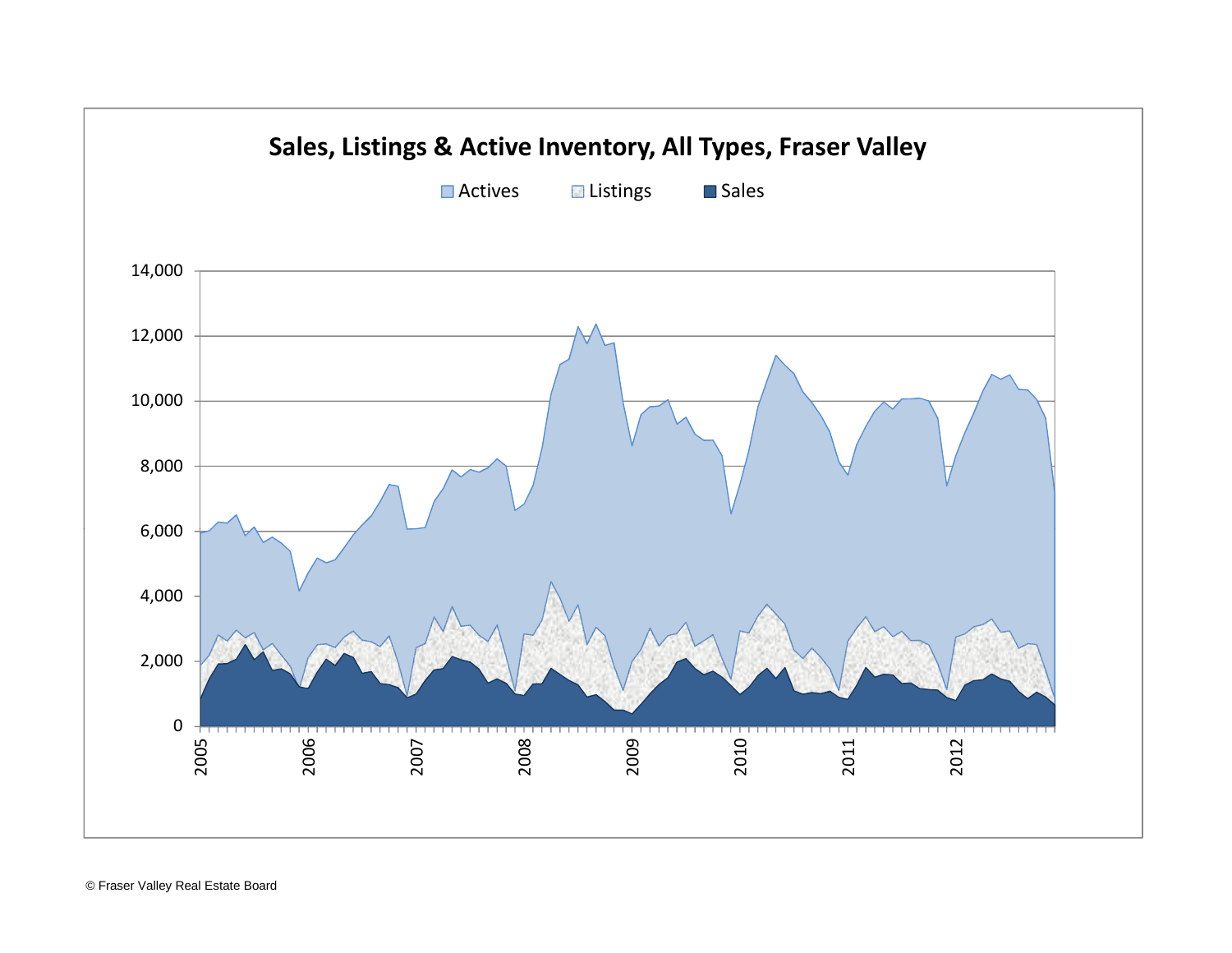# Sales, Listings & Active Inventory, All Types, Fraser Valley

Actives | Listings | Sales

14,000
12,000
10,000
8,000
6,000
4,000
2,000
0

2005 2006 2007 2008 2009 2010 2011 2012

© Fraser Valley Real Estate Board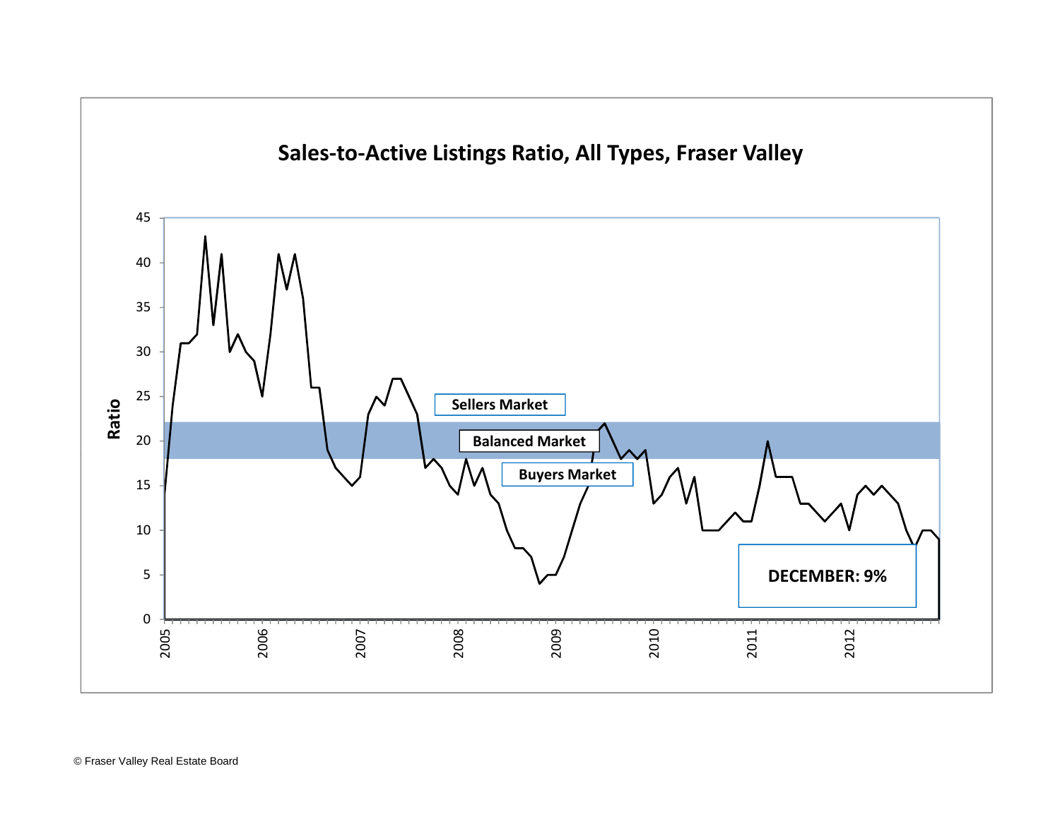# Sales-to-Active Listings Ratio, All Types, Fraser Valley

Sellers Market

Balanced Market

Buyers Market

**DECEMBER: 9%**

© Fraser Valley Real Estate Board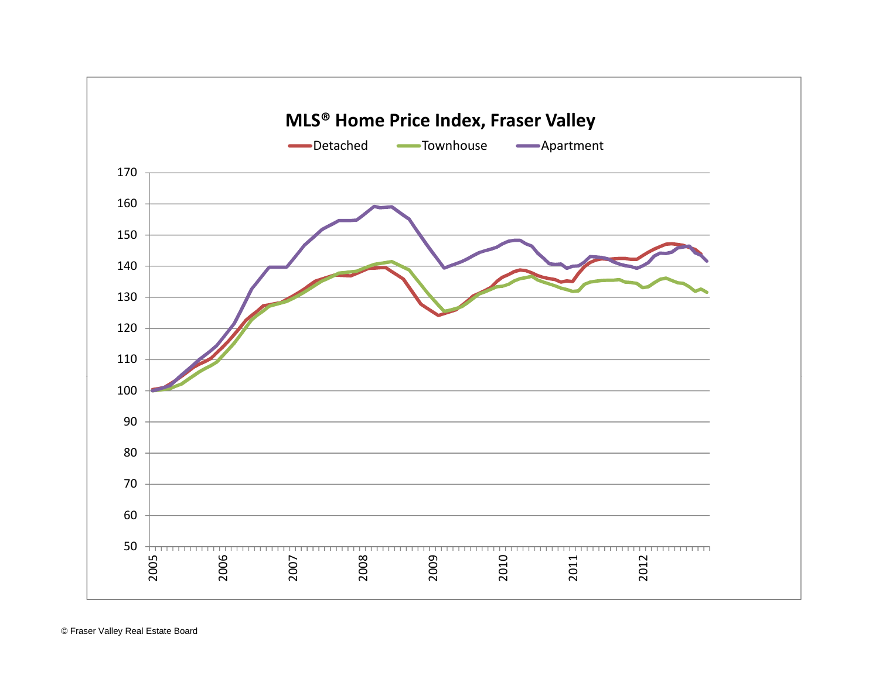# MLS® Home Price Index, Fraser Valley

Detached — Townhouse — Apartment

© Fraser Valley Real Estate Board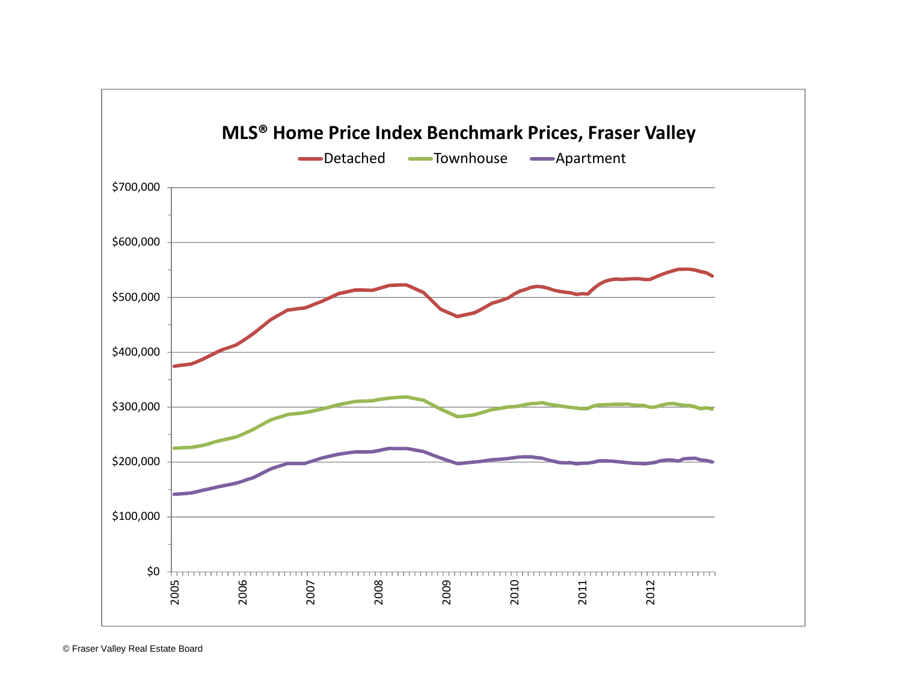**MLS® Home Price Index Benchmark Prices, Fraser Valley**

Detached — Townhouse — Apartment

$700,000
$600,000
$500,000
$400,000
$300,000
$200,000
$100,000
$0

2005 2006 2007 2008 2009 2010 2011 2012

© Fraser Valley Real Estate Board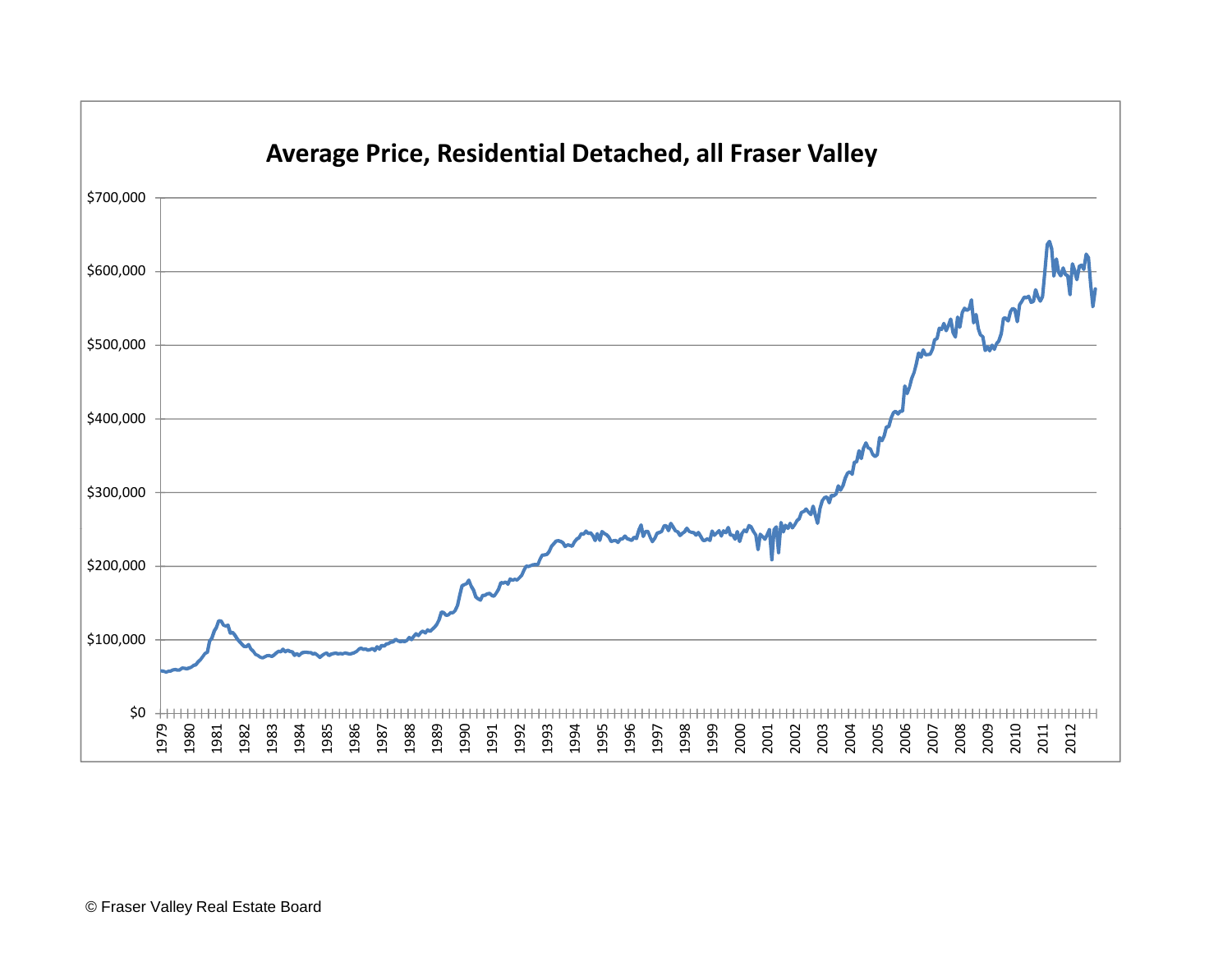**Average Price, Residential Detached, all Fraser Valley**

© Fraser Valley Real Estate Board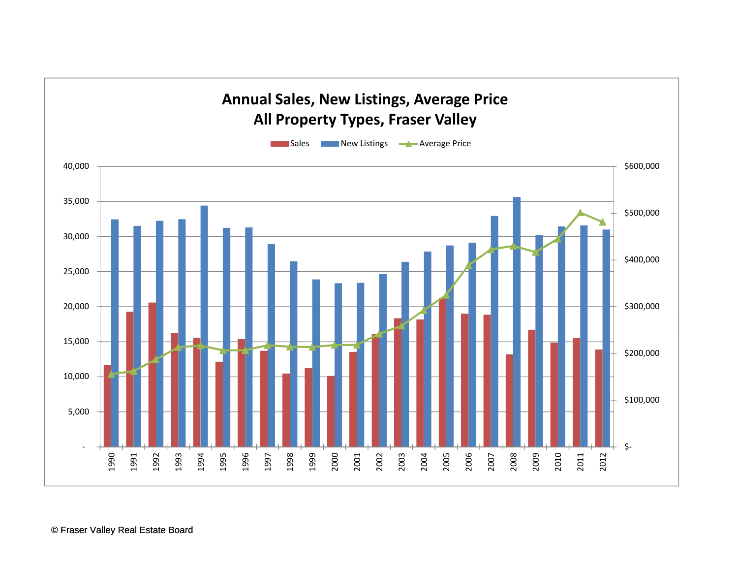**Annual Sales, New Listings, Average Price**
**All Property Types, Fraser Valley**

Sales
New Listings
Average Price

40,000
35,000
30,000
25,000
20,000
15,000
10,000
5,000
-

$600,000
$500,000
$400,000
$300,000
$200,000
$100,000
$-

1990
1991
1992
1993
1994
1995
1996
1997
1998
1999
2000
2001
2002
2003
2004
2005
2006
2007
2008
2009
2010
2011
2012

© Fraser Valley Real Estate Board